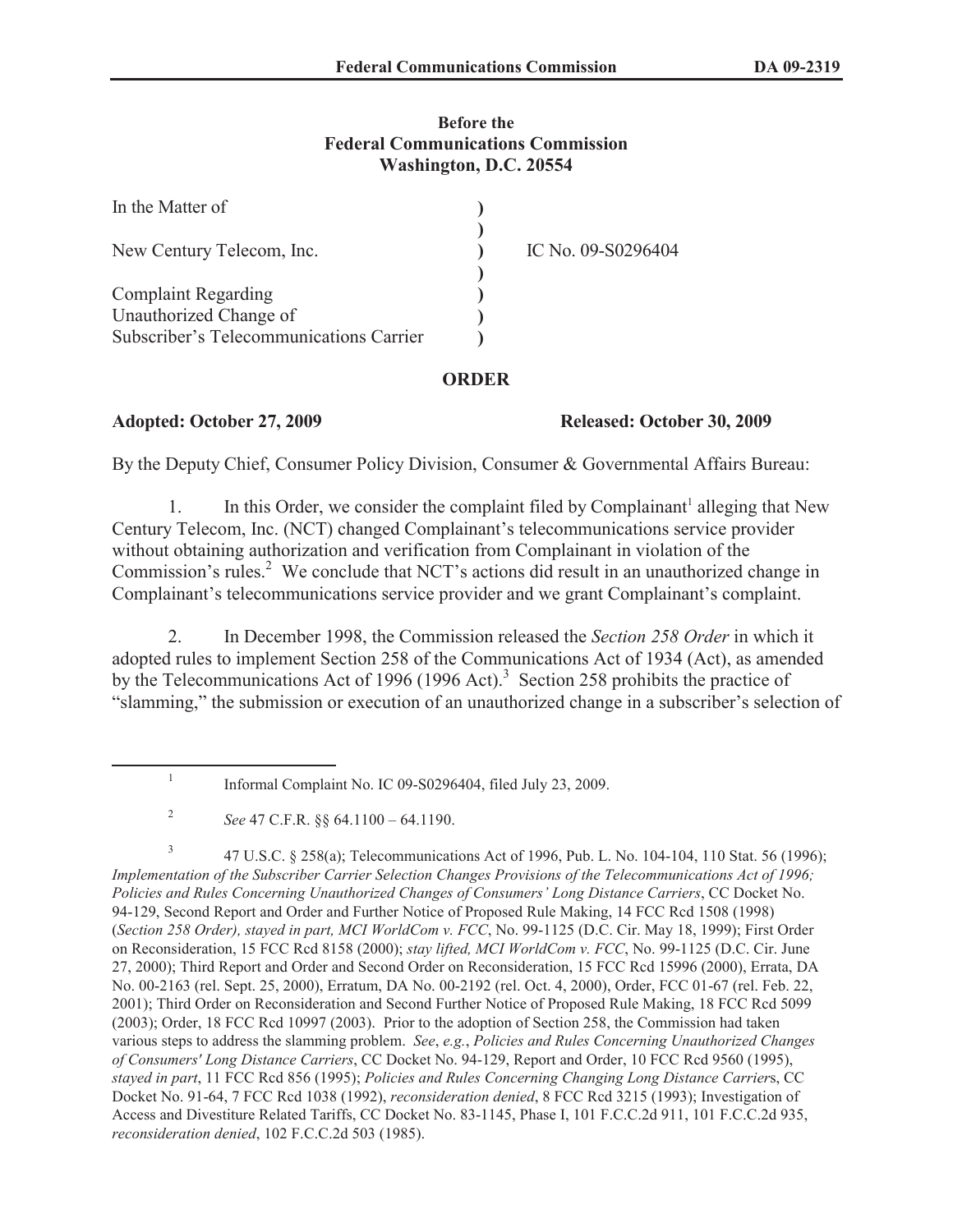**Before the**
**Federal Communications Commission**
**Washington, D.C. 20554**

| | | |
|---|---|---|
| In the Matter of | ) | |
| | ) | |
| New Century Telecom, Inc. | ) | IC No. 09-S0296404 |
| | ) | |
| Complaint Regarding | ) | |
| Unauthorized Change of | ) | |
| Subscriber's Telecommunications Carrier | ) | |

**ORDER**

**Adopted: October 27, 2009** **Released: October 30, 2009**

By the Deputy Chief, Consumer Policy Division, Consumer & Governmental Affairs Bureau:

1. In this Order, we consider the complaint filed by Complainant[1] alleging that New Century Telecom, Inc. (NCT) changed Complainant's telecommunications service provider without obtaining authorization and verification from Complainant in violation of the Commission's rules.[2] We conclude that NCT's actions did result in an unauthorized change in Complainant's telecommunications service provider and we grant Complainant's complaint.

2. In December 1998, the Commission released the *Section 258 Order* in which it adopted rules to implement Section 258 of the Communications Act of 1934 (Act), as amended by the Telecommunications Act of 1996 (1996 Act).[3] Section 258 prohibits the practice of "slamming," the submission or execution of an unauthorized change in a subscriber's selection of

---

[1] Informal Complaint No. IC 09-S0296404, filed July 23, 2009.

[2] *See* 47 C.F.R. §§ 64.1100 – 64.1190.

[3] 47 U.S.C. § 258(a); Telecommunications Act of 1996, Pub. L. No. 104-104, 110 Stat. 56 (1996); *Implementation of the Subscriber Carrier Selection Changes Provisions of the Telecommunications Act of 1996; Policies and Rules Concerning Unauthorized Changes of Consumers' Long Distance Carriers*, CC Docket No. 94-129, Second Report and Order and Further Notice of Proposed Rule Making, 14 FCC Rcd 1508 (1998) (*Section 258 Order), stayed in part, MCI WorldCom v. FCC*, No. 99-1125 (D.C. Cir. May 18, 1999); First Order on Reconsideration, 15 FCC Rcd 8158 (2000); *stay lifted, MCI WorldCom v. FCC*, No. 99-1125 (D.C. Cir. June 27, 2000); Third Report and Order and Second Order on Reconsideration, 15 FCC Rcd 15996 (2000), Errata, DA No. 00-2163 (rel. Sept. 25, 2000), Erratum, DA No. 00-2192 (rel. Oct. 4, 2000), Order, FCC 01-67 (rel. Feb. 22, 2001); Third Order on Reconsideration and Second Further Notice of Proposed Rule Making, 18 FCC Rcd 5099 (2003); Order, 18 FCC Rcd 10997 (2003). Prior to the adoption of Section 258, the Commission had taken various steps to address the slamming problem. *See*, *e.g.*, *Policies and Rules Concerning Unauthorized Changes of Consumers' Long Distance Carriers*, CC Docket No. 94-129, Report and Order, 10 FCC Rcd 9560 (1995), *stayed in part*, 11 FCC Rcd 856 (1995); *Policies and Rules Concerning Changing Long Distance Carrier*s, CC Docket No. 91-64, 7 FCC Rcd 1038 (1992), *reconsideration denied*, 8 FCC Rcd 3215 (1993); Investigation of Access and Divestiture Related Tariffs, CC Docket No. 83-1145, Phase I, 101 F.C.C.2d 911, 101 F.C.C.2d 935, *reconsideration denied*, 102 F.C.C.2d 503 (1985).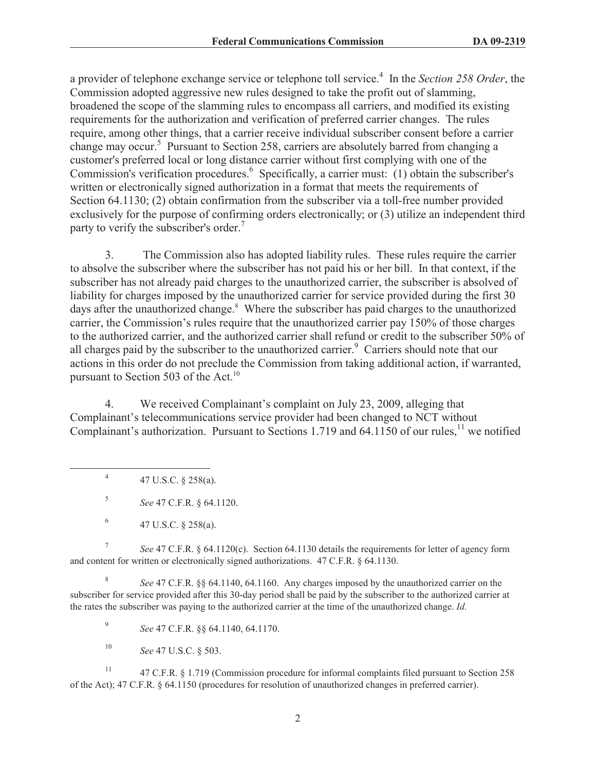a provider of telephone exchange service or telephone toll service.[4] In the *Section 258 Order*, the Commission adopted aggressive new rules designed to take the profit out of slamming, broadened the scope of the slamming rules to encompass all carriers, and modified its existing requirements for the authorization and verification of preferred carrier changes. The rules require, among other things, that a carrier receive individual subscriber consent before a carrier change may occur.[5] Pursuant to Section 258, carriers are absolutely barred from changing a customer's preferred local or long distance carrier without first complying with one of the Commission's verification procedures.[6] Specifically, a carrier must: (1) obtain the subscriber's written or electronically signed authorization in a format that meets the requirements of Section 64.1130; (2) obtain confirmation from the subscriber via a toll-free number provided exclusively for the purpose of confirming orders electronically; or (3) utilize an independent third party to verify the subscriber's order.[7]

3. The Commission also has adopted liability rules. These rules require the carrier to absolve the subscriber where the subscriber has not paid his or her bill. In that context, if the subscriber has not already paid charges to the unauthorized carrier, the subscriber is absolved of liability for charges imposed by the unauthorized carrier for service provided during the first 30 days after the unauthorized change.[8] Where the subscriber has paid charges to the unauthorized carrier, the Commission's rules require that the unauthorized carrier pay 150% of those charges to the authorized carrier, and the authorized carrier shall refund or credit to the subscriber 50% of all charges paid by the subscriber to the unauthorized carrier.[9] Carriers should note that our actions in this order do not preclude the Commission from taking additional action, if warranted, pursuant to Section 503 of the Act.[10]

4. We received Complainant's complaint on July 23, 2009, alleging that Complainant's telecommunications service provider had been changed to NCT without Complainant's authorization. Pursuant to Sections 1.719 and 64.1150 of our rules,[11] we notified

---

[4] 47 U.S.C. § 258(a).

[5] *See* 47 C.F.R. § 64.1120.

[6] 47 U.S.C. § 258(a).

[7] *See* 47 C.F.R. § 64.1120(c). Section 64.1130 details the requirements for letter of agency form and content for written or electronically signed authorizations. 47 C.F.R. § 64.1130.

[8] *See* 47 C.F.R. §§ 64.1140, 64.1160. Any charges imposed by the unauthorized carrier on the subscriber for service provided after this 30-day period shall be paid by the subscriber to the authorized carrier at the rates the subscriber was paying to the authorized carrier at the time of the unauthorized change. *Id.*

[9] *See* 47 C.F.R. §§ 64.1140, 64.1170.

[10] *See* 47 U.S.C. § 503.

[11] 47 C.F.R. § 1.719 (Commission procedure for informal complaints filed pursuant to Section 258 of the Act); 47 C.F.R. § 64.1150 (procedures for resolution of unauthorized changes in preferred carrier).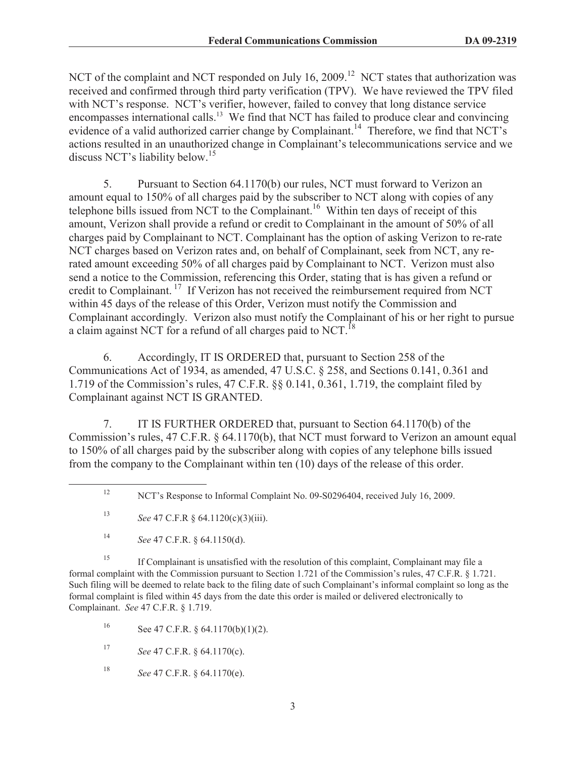NCT of the complaint and NCT responded on July 16, 2009.[12] NCT states that authorization was received and confirmed through third party verification (TPV). We have reviewed the TPV filed with NCT's response. NCT's verifier, however, failed to convey that long distance service encompasses international calls.[13] We find that NCT has failed to produce clear and convincing evidence of a valid authorized carrier change by Complainant.[14] Therefore, we find that NCT's actions resulted in an unauthorized change in Complainant's telecommunications service and we discuss NCT's liability below.[15]

5. Pursuant to Section 64.1170(b) our rules, NCT must forward to Verizon an amount equal to 150% of all charges paid by the subscriber to NCT along with copies of any telephone bills issued from NCT to the Complainant.[16] Within ten days of receipt of this amount, Verizon shall provide a refund or credit to Complainant in the amount of 50% of all charges paid by Complainant to NCT. Complainant has the option of asking Verizon to re-rate NCT charges based on Verizon rates and, on behalf of Complainant, seek from NCT, any re-rated amount exceeding 50% of all charges paid by Complainant to NCT. Verizon must also send a notice to the Commission, referencing this Order, stating that is has given a refund or credit to Complainant.[17] If Verizon has not received the reimbursement required from NCT within 45 days of the release of this Order, Verizon must notify the Commission and Complainant accordingly. Verizon also must notify the Complainant of his or her right to pursue a claim against NCT for a refund of all charges paid to NCT.[18]

6. Accordingly, IT IS ORDERED that, pursuant to Section 258 of the Communications Act of 1934, as amended, 47 U.S.C. § 258, and Sections 0.141, 0.361 and 1.719 of the Commission's rules, 47 C.F.R. §§ 0.141, 0.361, 1.719, the complaint filed by Complainant against NCT IS GRANTED.

7. IT IS FURTHER ORDERED that, pursuant to Section 64.1170(b) of the Commission's rules, 47 C.F.R. § 64.1170(b), that NCT must forward to Verizon an amount equal to 150% of all charges paid by the subscriber along with copies of any telephone bills issued from the company to the Complainant within ten (10) days of the release of this order.

---

[12] NCT's Response to Informal Complaint No. 09-S0296404, received July 16, 2009.

[13] *See* 47 C.F.R § 64.1120(c)(3)(iii).

[14] *See* 47 C.F.R. § 64.1150(d).

[15] If Complainant is unsatisfied with the resolution of this complaint, Complainant may file a formal complaint with the Commission pursuant to Section 1.721 of the Commission's rules, 47 C.F.R. § 1.721. Such filing will be deemed to relate back to the filing date of such Complainant's informal complaint so long as the formal complaint is filed within 45 days from the date this order is mailed or delivered electronically to Complainant. *See* 47 C.F.R. § 1.719.

[16] See 47 C.F.R. § 64.1170(b)(1)(2).

[17] *See* 47 C.F.R. § 64.1170(c).

[18] *See* 47 C.F.R. § 64.1170(e).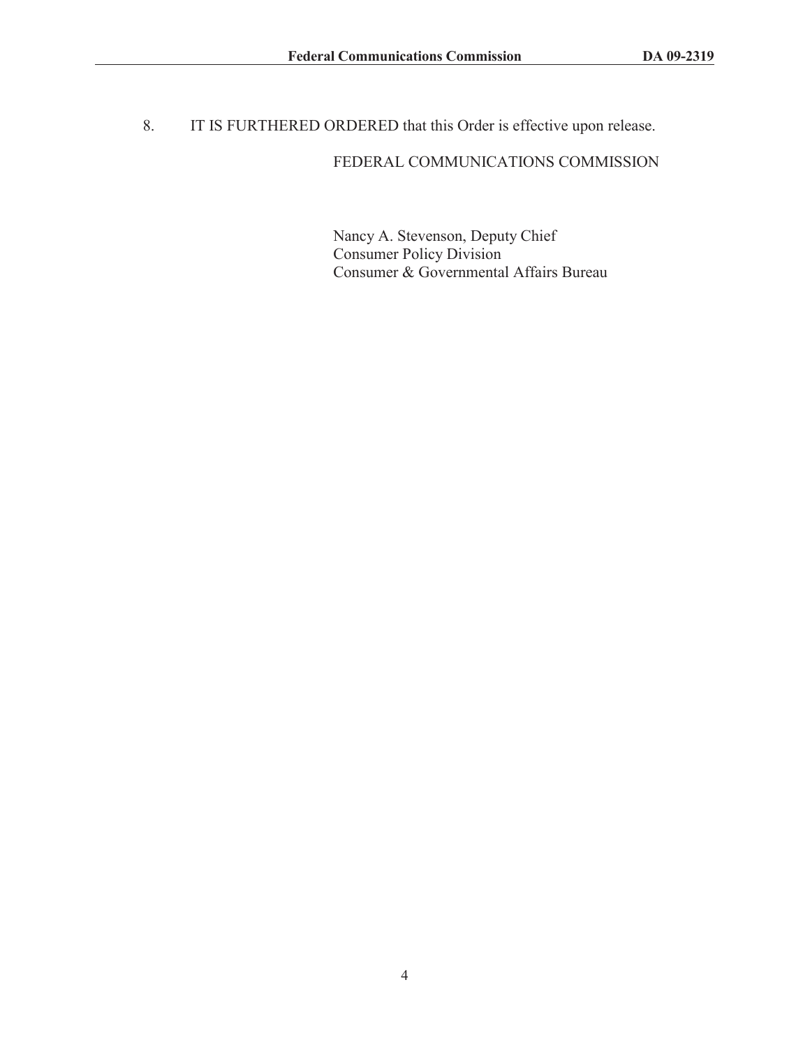8. IT IS FURTHERED ORDERED that this Order is effective upon release.

FEDERAL COMMUNICATIONS COMMISSION

Nancy A. Stevenson, Deputy Chief
Consumer Policy Division
Consumer & Governmental Affairs Bureau